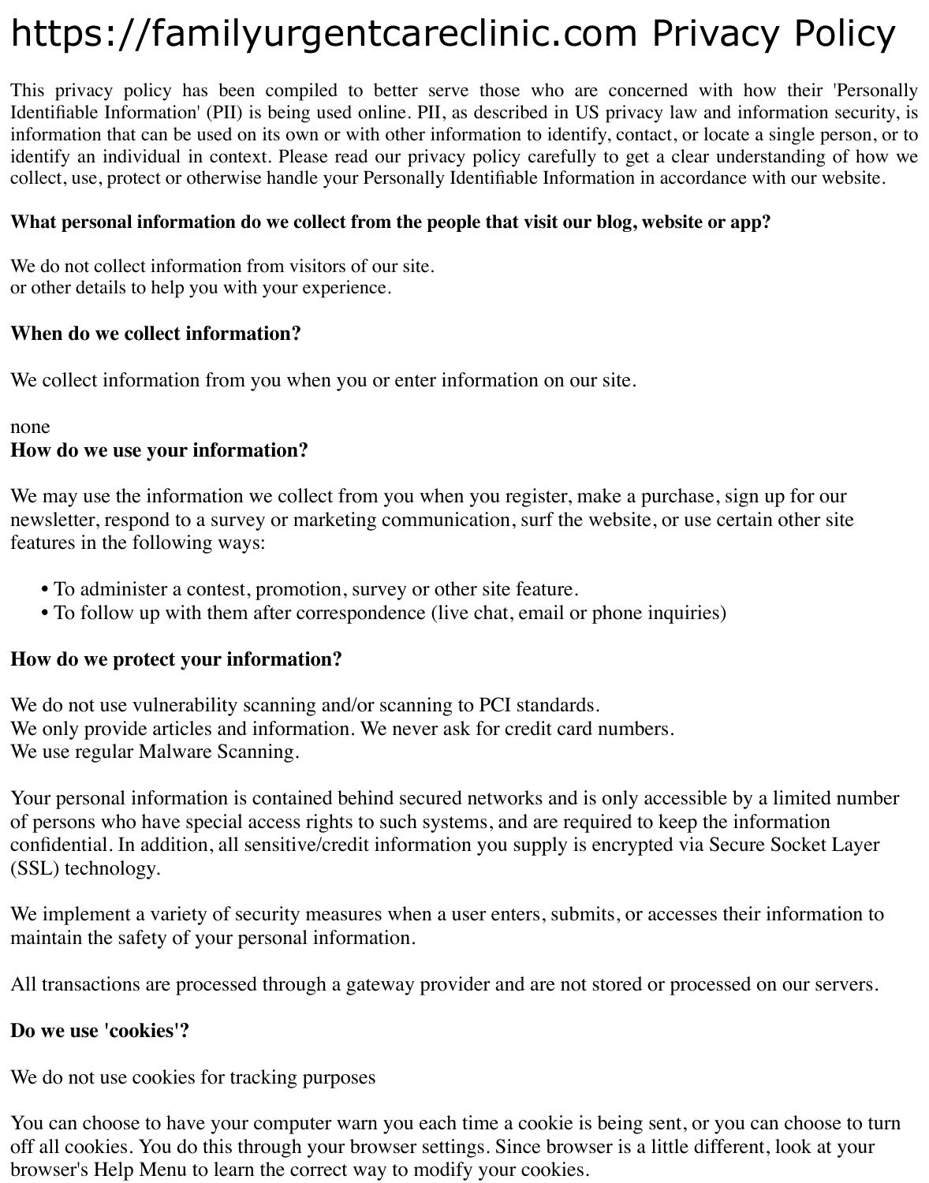# https://familyurgentcareclinic.com Privacy Policy

This privacy policy has been compiled to better serve those who are concerned with how their 'Personally Identifiable Information' (PII) is being used online. PII, as described in US privacy law and information security, is information that can be used on its own or with other information to identify, contact, or locate a single person, or to identify an individual in context. Please read our privacy policy carefully to get a clear understanding of how we collect, use, protect or otherwise handle your Personally Identifiable Information in accordance with our website.

**What personal information do we collect from the people that visit our blog, website or app?**

We do not collect information from visitors of our site.
or other details to help you with your experience.

**When do we collect information?**

We collect information from you when you or enter information on our site.

none
**How do we use your information?**

We may use the information we collect from you when you register, make a purchase, sign up for our newsletter, respond to a survey or marketing communication, surf the website, or use certain other site features in the following ways:

- To administer a contest, promotion, survey or other site feature.
- To follow up with them after correspondence (live chat, email or phone inquiries)

**How do we protect your information?**

We do not use vulnerability scanning and/or scanning to PCI standards.
We only provide articles and information. We never ask for credit card numbers.
We use regular Malware Scanning.

Your personal information is contained behind secured networks and is only accessible by a limited number of persons who have special access rights to such systems, and are required to keep the information confidential. In addition, all sensitive/credit information you supply is encrypted via Secure Socket Layer (SSL) technology.

We implement a variety of security measures when a user enters, submits, or accesses their information to maintain the safety of your personal information.

All transactions are processed through a gateway provider and are not stored or processed on our servers.

**Do we use 'cookies'?**

We do not use cookies for tracking purposes

You can choose to have your computer warn you each time a cookie is being sent, or you can choose to turn off all cookies. You do this through your browser settings. Since browser is a little different, look at your browser's Help Menu to learn the correct way to modify your cookies.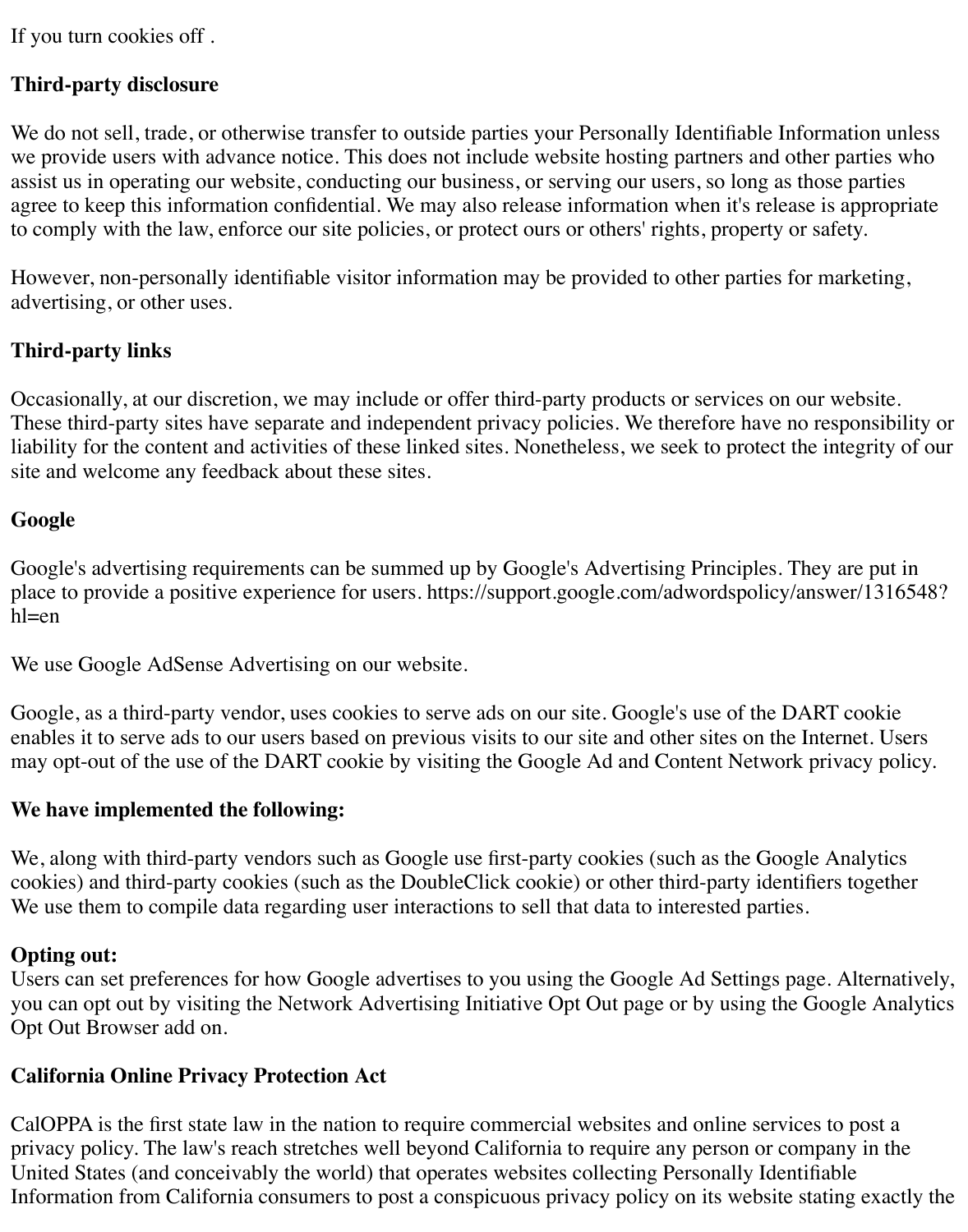If you turn cookies off .

**Third-party disclosure**

We do not sell, trade, or otherwise transfer to outside parties your Personally Identifiable Information unless we provide users with advance notice. This does not include website hosting partners and other parties who assist us in operating our website, conducting our business, or serving our users, so long as those parties agree to keep this information confidential. We may also release information when it's release is appropriate to comply with the law, enforce our site policies, or protect ours or others' rights, property or safety.

However, non-personally identifiable visitor information may be provided to other parties for marketing, advertising, or other uses.

**Third-party links**

Occasionally, at our discretion, we may include or offer third-party products or services on our website. These third-party sites have separate and independent privacy policies. We therefore have no responsibility or liability for the content and activities of these linked sites. Nonetheless, we seek to protect the integrity of our site and welcome any feedback about these sites.

**Google**

Google's advertising requirements can be summed up by Google's Advertising Principles. They are put in place to provide a positive experience for users. https://support.google.com/adwordspolicy/answer/1316548?hl=en

We use Google AdSense Advertising on our website.

Google, as a third-party vendor, uses cookies to serve ads on our site. Google's use of the DART cookie enables it to serve ads to our users based on previous visits to our site and other sites on the Internet. Users may opt-out of the use of the DART cookie by visiting the Google Ad and Content Network privacy policy.

**We have implemented the following:**

We, along with third-party vendors such as Google use first-party cookies (such as the Google Analytics cookies) and third-party cookies (such as the DoubleClick cookie) or other third-party identifiers together We use them to compile data regarding user interactions to sell that data to interested parties.

**Opting out:**
Users can set preferences for how Google advertises to you using the Google Ad Settings page. Alternatively, you can opt out by visiting the Network Advertising Initiative Opt Out page or by using the Google Analytics Opt Out Browser add on.

**California Online Privacy Protection Act**

CalOPPA is the first state law in the nation to require commercial websites and online services to post a privacy policy. The law's reach stretches well beyond California to require any person or company in the United States (and conceivably the world) that operates websites collecting Personally Identifiable Information from California consumers to post a conspicuous privacy policy on its website stating exactly the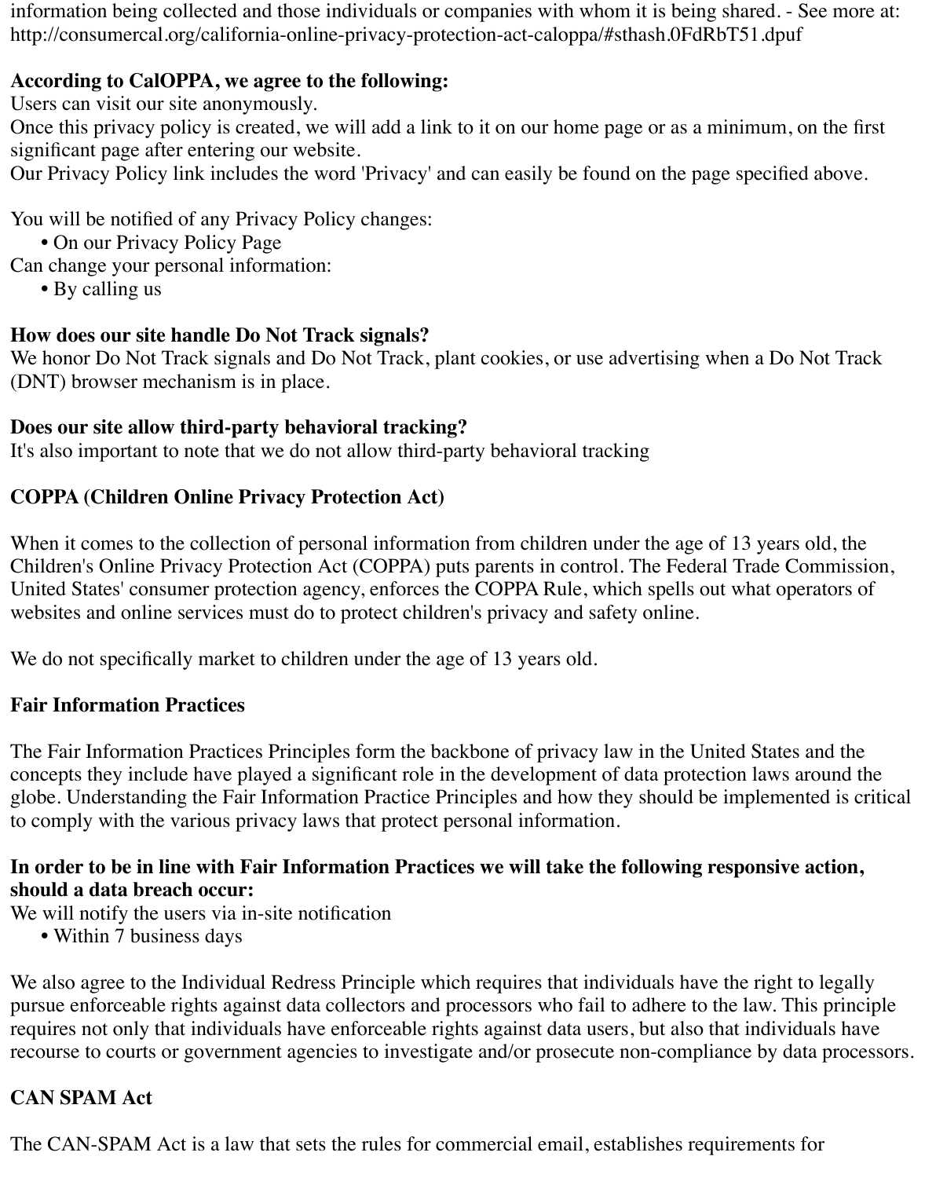information being collected and those individuals or companies with whom it is being shared. - See more at: http://consumercal.org/california-online-privacy-protection-act-caloppa/#sthash.0FdRbT51.dpuf

**According to CalOPPA, we agree to the following:**
Users can visit our site anonymously.
Once this privacy policy is created, we will add a link to it on our home page or as a minimum, on the first significant page after entering our website.
Our Privacy Policy link includes the word 'Privacy' and can easily be found on the page specified above.

You will be notified of any Privacy Policy changes:
- On our Privacy Policy Page

Can change your personal information:
- By calling us

**How does our site handle Do Not Track signals?**
We honor Do Not Track signals and Do Not Track, plant cookies, or use advertising when a Do Not Track (DNT) browser mechanism is in place.

**Does our site allow third-party behavioral tracking?**
It's also important to note that we do not allow third-party behavioral tracking

**COPPA (Children Online Privacy Protection Act)**

When it comes to the collection of personal information from children under the age of 13 years old, the Children's Online Privacy Protection Act (COPPA) puts parents in control. The Federal Trade Commission, United States' consumer protection agency, enforces the COPPA Rule, which spells out what operators of websites and online services must do to protect children's privacy and safety online.

We do not specifically market to children under the age of 13 years old.

**Fair Information Practices**

The Fair Information Practices Principles form the backbone of privacy law in the United States and the concepts they include have played a significant role in the development of data protection laws around the globe. Understanding the Fair Information Practice Principles and how they should be implemented is critical to comply with the various privacy laws that protect personal information.

**In order to be in line with Fair Information Practices we will take the following responsive action, should a data breach occur:**
We will notify the users via in-site notification
- Within 7 business days

We also agree to the Individual Redress Principle which requires that individuals have the right to legally pursue enforceable rights against data collectors and processors who fail to adhere to the law. This principle requires not only that individuals have enforceable rights against data users, but also that individuals have recourse to courts or government agencies to investigate and/or prosecute non-compliance by data processors.

**CAN SPAM Act**

The CAN-SPAM Act is a law that sets the rules for commercial email, establishes requirements for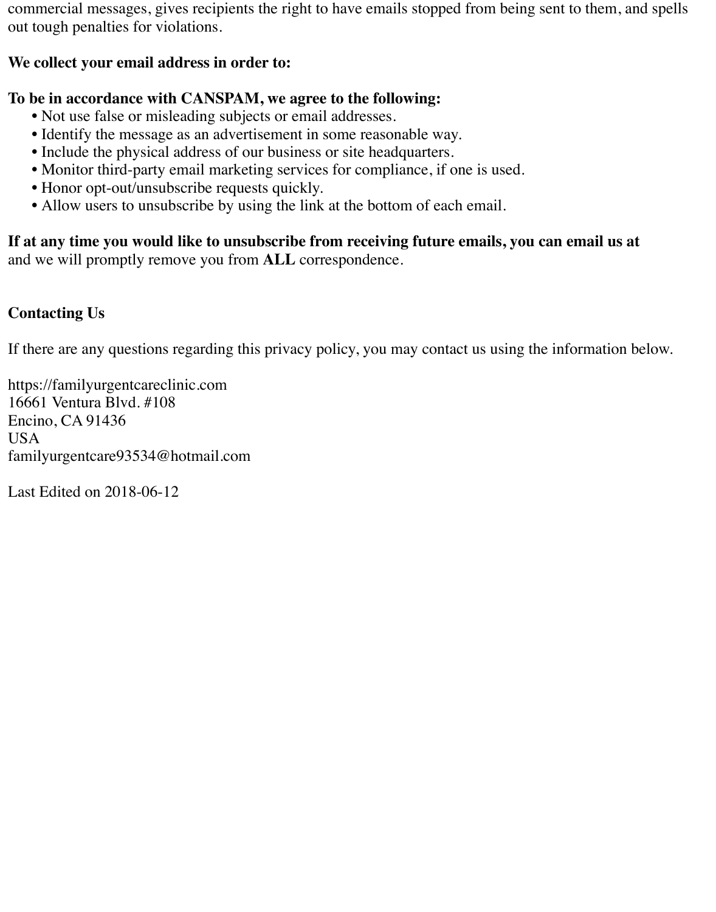commercial messages, gives recipients the right to have emails stopped from being sent to them, and spells out tough penalties for violations.

**We collect your email address in order to:**

**To be in accordance with CANSPAM, we agree to the following:**

- Not use false or misleading subjects or email addresses.
- Identify the message as an advertisement in some reasonable way.
- Include the physical address of our business or site headquarters.
- Monitor third-party email marketing services for compliance, if one is used.
- Honor opt-out/unsubscribe requests quickly.
- Allow users to unsubscribe by using the link at the bottom of each email.

**If at any time you would like to unsubscribe from receiving future emails, you can email us at** and we will promptly remove you from **ALL** correspondence.

**Contacting Us**

If there are any questions regarding this privacy policy, you may contact us using the information below.

https://familyurgentcareclinic.com
16661 Ventura Blvd. #108
Encino, CA 91436
USA
familyurgentcare93534@hotmail.com

Last Edited on 2018-06-12